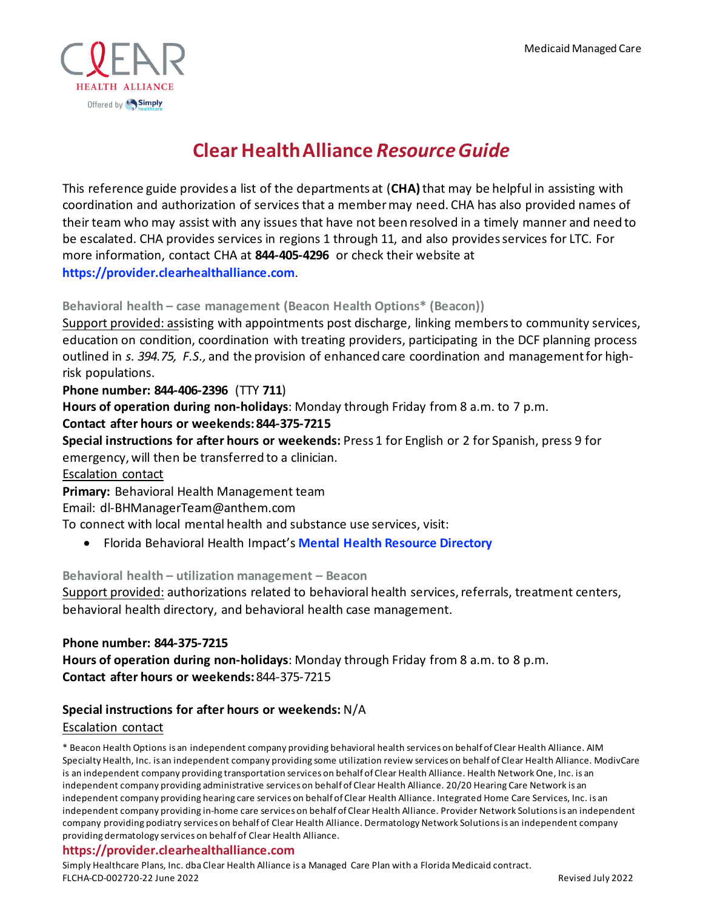Medicaid Managed Care

# Clear Health Alliance *Resource Guide*

This reference guide provides a list of the departments at (**CHA)** that may be helpful in assisting with coordination and authorization of services that a member may need. CHA has also provided names of their team who may assist with any issues that have not been resolved in a timely manner and need to be escalated. CHA provides services in regions 1 through 11, and also provides services for LTC. For more information, contact CHA at **844-405-4296** or check their website at **https://provider.clearhealthalliance.com**.

### Behavioral health – case management (Beacon Health Options* (Beacon))

Support provided: assisting with appointments post discharge, linking members to community services, education on condition, coordination with treating providers, participating in the DCF planning process outlined in *s. 394.75, F.S.*, and the provision of enhanced care coordination and management for high-risk populations.

**Phone number: 844-406-2396** (TTY **711**)

**Hours of operation during non-holidays**: Monday through Friday from 8 a.m. to 7 p.m.

**Contact after hours or weekends: 844-375-7215**

**Special instructions for after hours or weekends:** Press 1 for English or 2 for Spanish, press 9 for emergency, will then be transferred to a clinician.

Escalation contact

**Primary:** Behavioral Health Management team

Email: dl-BHManagerTeam@anthem.com

To connect with local mental health and substance use services, visit:

- Florida Behavioral Health Impact's **Mental Health Resource Directory**

### Behavioral health – utilization management – Beacon

Support provided: authorizations related to behavioral health services, referrals, treatment centers, behavioral health directory, and behavioral health case management.

**Phone number: 844-375-7215**

**Hours of operation during non-holidays**: Monday through Friday from 8 a.m. to 8 p.m.

**Contact after hours or weekends:** 844-375-7215

**Special instructions for after hours or weekends:** N/A

Escalation contact

\* Beacon Health Options is an independent company providing behavioral health services on behalf of Clear Health Alliance. AIM Specialty Health, Inc. is an independent company providing some utilization review services on behalf of Clear Health Alliance. ModivCare is an independent company providing transportation services on behalf of Clear Health Alliance. Health Network One, Inc. is an independent company providing administrative services on behalf of Clear Health Alliance. 20/20 Hearing Care Network is an independent company providing hearing care services on behalf of Clear Health Alliance. Integrated Home Care Services, Inc. is an independent company providing in-home care services on behalf of Clear Health Alliance. Provider Network Solutions is an independent company providing podiatry services on behalf of Clear Health Alliance. Dermatology Network Solutions is an independent company providing dermatology services on behalf of Clear Health Alliance.

**https://provider.clearhealthalliance.com**

Simply Healthcare Plans, Inc. dba Clear Health Alliance is a Managed Care Plan with a Florida Medicaid contract.
FLCHA-CD-002720-22 June 2022 Revised July 2022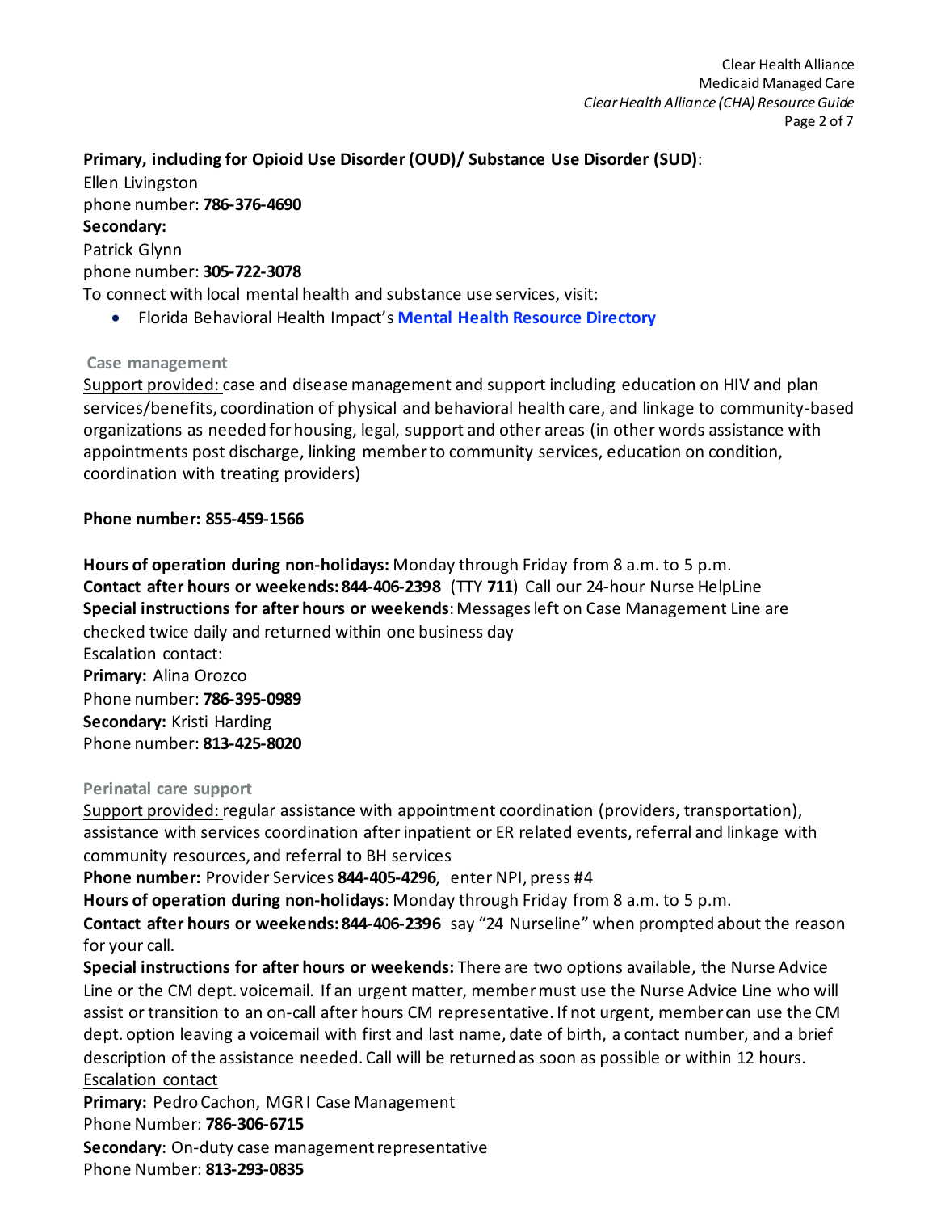**Primary, including for Opioid Use Disorder (OUD)/ Substance Use Disorder (SUD)**:
Ellen Livingston
phone number: **786-376-4690**
**Secondary:**
Patrick Glynn
phone number: **305-722-3078**
To connect with local mental health and substance use services, visit:

- Florida Behavioral Health Impact's **Mental Health Resource Directory**

### Case management

Support provided: case and disease management and support including education on HIV and plan services/benefits, coordination of physical and behavioral health care, and linkage to community-based organizations as needed for housing, legal, support and other areas (in other words assistance with appointments post discharge, linking member to community services, education on condition, coordination with treating providers)

**Phone number: 855-459-1566**

**Hours of operation during non-holidays:** Monday through Friday from 8 a.m. to 5 p.m.
**Contact after hours or weekends: 844-406-2398** (TTY **711**) Call our 24-hour Nurse HelpLine
**Special instructions for after hours or weekends**: Messages left on Case Management Line are checked twice daily and returned within one business day
Escalation contact:
**Primary:** Alina Orozco
Phone number: **786-395-0989**
**Secondary:** Kristi Harding
Phone number: **813-425-8020**

### Perinatal care support

Support provided: regular assistance with appointment coordination (providers, transportation), assistance with services coordination after inpatient or ER related events, referral and linkage with community resources, and referral to BH services
**Phone number:** Provider Services **844-405-4296**, enter NPI, press #4
**Hours of operation during non-holidays**: Monday through Friday from 8 a.m. to 5 p.m.
**Contact after hours or weekends: 844-406-2396** say "24 Nurseline" when prompted about the reason for your call.
**Special instructions for after hours or weekends:** There are two options available, the Nurse Advice Line or the CM dept. voicemail. If an urgent matter, member must use the Nurse Advice Line who will assist or transition to an on-call after hours CM representative. If not urgent, member can use the CM dept. option leaving a voicemail with first and last name, date of birth, a contact number, and a brief description of the assistance needed. Call will be returned as soon as possible or within 12 hours.
Escalation contact
**Primary:** Pedro Cachon, MGR I Case Management
Phone Number: **786-306-6715**
**Secondary**: On-duty case management representative
Phone Number: **813-293-0835**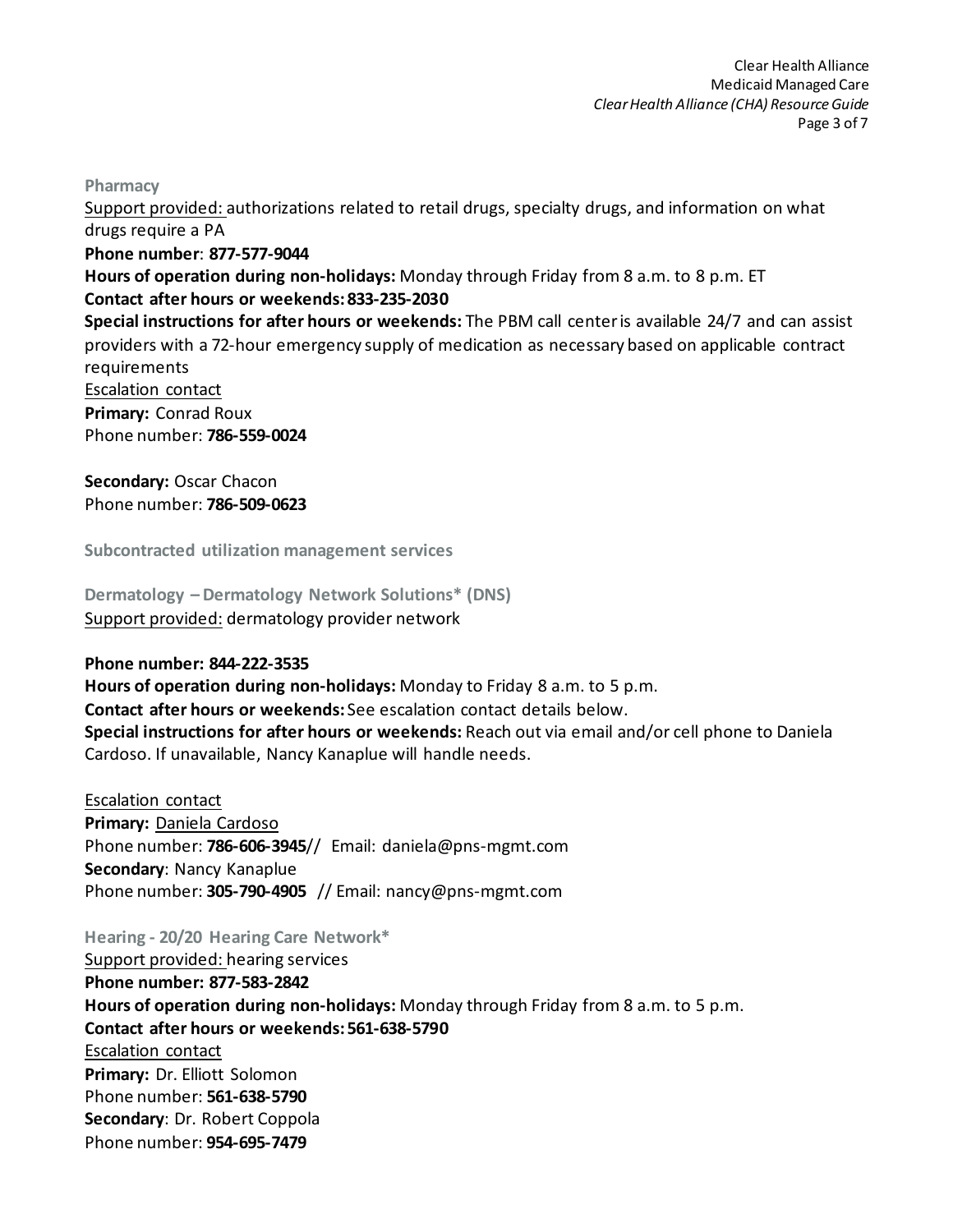### Pharmacy

Support provided: authorizations related to retail drugs, specialty drugs, and information on what drugs require a PA

**Phone number**: **877-577-9044**

**Hours of operation during non-holidays:** Monday through Friday from 8 a.m. to 8 p.m. ET

**Contact after hours or weekends: 833-235-2030**

**Special instructions for after hours or weekends:** The PBM call center is available 24/7 and can assist providers with a 72-hour emergency supply of medication as necessary based on applicable contract requirements

Escalation contact

**Primary:** Conrad Roux
Phone number: **786-559-0024**

**Secondary:** Oscar Chacon
Phone number: **786-509-0623**

## Subcontracted utilization management services

### Dermatology – Dermatology Network Solutions* (DNS)

Support provided: dermatology provider network

**Phone number: 844-222-3535**

**Hours of operation during non-holidays:** Monday to Friday 8 a.m. to 5 p.m.

**Contact after hours or weekends:** See escalation contact details below.

**Special instructions for after hours or weekends:** Reach out via email and/or cell phone to Daniela Cardoso. If unavailable, Nancy Kanaplue will handle needs.

Escalation contact

**Primary:** Daniela Cardoso
Phone number: **786-606-3945**// Email: daniela@pns-mgmt.com

**Secondary**: Nancy Kanaplue
Phone number: **305-790-4905** // Email: nancy@pns-mgmt.com

### Hearing - 20/20 Hearing Care Network*

Support provided: hearing services

**Phone number: 877-583-2842**

**Hours of operation during non-holidays:** Monday through Friday from 8 a.m. to 5 p.m.

**Contact after hours or weekends: 561-638-5790**

Escalation contact

**Primary:** Dr. Elliott Solomon
Phone number: **561-638-5790**

**Secondary**: Dr. Robert Coppola
Phone number: **954-695-7479**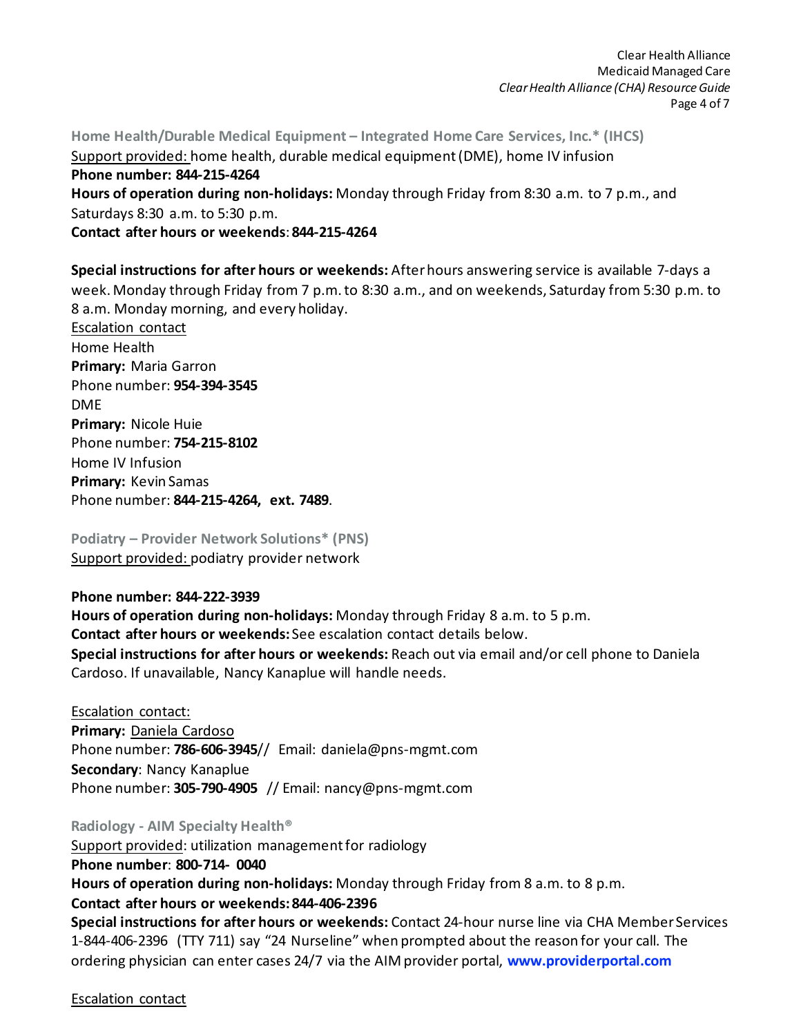### Home Health/Durable Medical Equipment – Integrated Home Care Services, Inc.* (IHCS)

Support provided: home health, durable medical equipment (DME), home IV infusion

**Phone number: 844-215-4264**

**Hours of operation during non-holidays:** Monday through Friday from 8:30 a.m. to 7 p.m., and Saturdays 8:30 a.m. to 5:30 p.m.

**Contact after hours or weekends**: **844-215-4264**

**Special instructions for after hours or weekends:** After hours answering service is available 7-days a week. Monday through Friday from 7 p.m. to 8:30 a.m., and on weekends, Saturday from 5:30 p.m. to 8 a.m. Monday morning, and every holiday.

Escalation contact

Home Health

**Primary:** Maria Garron

Phone number: **954-394-3545**

DME

**Primary:** Nicole Huie

Phone number: **754-215-8102**

Home IV Infusion

**Primary:** Kevin Samas

Phone number: **844-215-4264, ext. 7489**.

### Podiatry – Provider Network Solutions* (PNS)

Support provided: podiatry provider network

**Phone number: 844-222-3939**

**Hours of operation during non-holidays:** Monday through Friday 8 a.m. to 5 p.m.

**Contact after hours or weekends:** See escalation contact details below.

**Special instructions for after hours or weekends:** Reach out via email and/or cell phone to Daniela Cardoso. If unavailable, Nancy Kanaplue will handle needs.

Escalation contact:

**Primary:** Daniela Cardoso

Phone number: **786-606-3945**// Email: daniela@pns-mgmt.com

**Secondary**: Nancy Kanaplue

Phone number: **305-790-4905** // Email: nancy@pns-mgmt.com

### Radiology - AIM Specialty Health®

Support provided: utilization management for radiology

**Phone number**: **800-714- 0040**

**Hours of operation during non-holidays:** Monday through Friday from 8 a.m. to 8 p.m.

**Contact after hours or weekends: 844-406-2396**

**Special instructions for after hours or weekends:** Contact 24-hour nurse line via CHA Member Services 1-844-406-2396 (TTY 711) say "24 Nurseline" when prompted about the reason for your call. The ordering physician can enter cases 24/7 via the AIM provider portal, **www.providerportal.com**

Escalation contact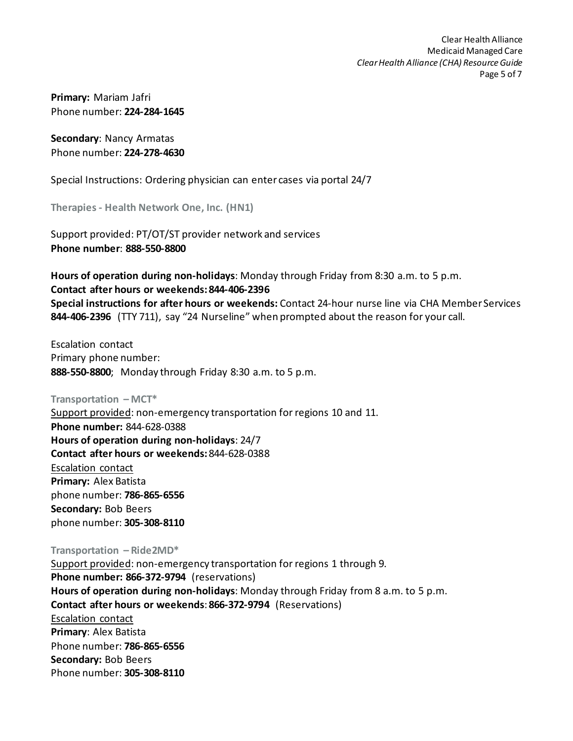**Primary:** Mariam Jafri
Phone number: **224-284-1645**

**Secondary**: Nancy Armatas
Phone number: **224-278-4630**

Special Instructions: Ordering physician can enter cases via portal 24/7

### Therapies - Health Network One, Inc. (HN1)

Support provided: PT/OT/ST provider network and services
**Phone number**: **888-550-8800**

**Hours of operation during non-holidays**: Monday through Friday from 8:30 a.m. to 5 p.m.
**Contact after hours or weekends: 844-406-2396**
**Special instructions for after hours or weekends:** Contact 24-hour nurse line via CHA Member Services **844-406-2396** (TTY 711), say "24 Nurseline" when prompted about the reason for your call.

Escalation contact
Primary phone number:
**888-550-8800**; Monday through Friday 8:30 a.m. to 5 p.m.

### Transportation – MCT*

Support provided: non-emergency transportation for regions 10 and 11.
**Phone number:** 844-628-0388
**Hours of operation during non-holidays**: 24/7
**Contact after hours or weekends:** 844-628-0388
Escalation contact
**Primary:** Alex Batista
phone number: **786-865-6556**
**Secondary:** Bob Beers
phone number: **305-308-8110**

### Transportation – Ride2MD*

Support provided: non-emergency transportation for regions 1 through 9.
**Phone number: 866-372-9794** (reservations)
**Hours of operation during non-holidays**: Monday through Friday from 8 a.m. to 5 p.m.
**Contact after hours or weekends**: **866-372-9794** (Reservations)
Escalation contact
**Primary**: Alex Batista
Phone number: **786-865-6556**
**Secondary:** Bob Beers
Phone number: **305-308-8110**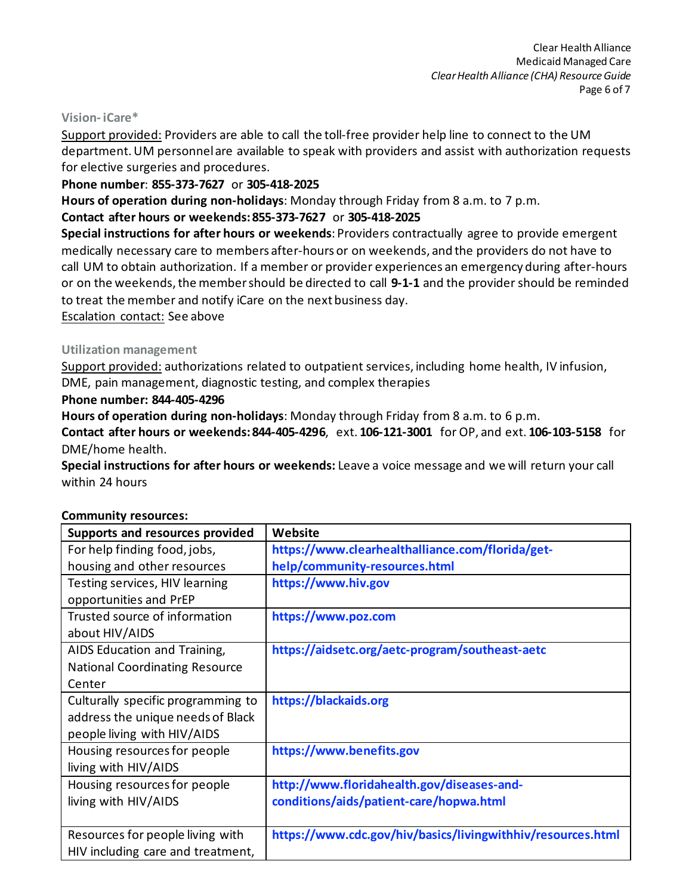### Vision- iCare*

Support provided: Providers are able to call the toll-free provider help line to connect to the UM department. UM personnel are available to speak with providers and assist with authorization requests for elective surgeries and procedures.

**Phone number**: **855-373-7627** or **305-418-2025**

**Hours of operation during non-holidays**: Monday through Friday from 8 a.m. to 7 p.m.

**Contact after hours or weekends: 855-373-7627** or **305-418-2025**

**Special instructions for after hours or weekends**: Providers contractually agree to provide emergent medically necessary care to members after-hours or on weekends, and the providers do not have to call UM to obtain authorization. If a member or provider experiences an emergency during after-hours or on the weekends, the member should be directed to call **9-1-1** and the provider should be reminded to treat the member and notify iCare on the next business day.

Escalation contact: See above

### Utilization management

Support provided: authorizations related to outpatient services, including home health, IV infusion, DME, pain management, diagnostic testing, and complex therapies

**Phone number: 844-405-4296**

**Hours of operation during non-holidays**: Monday through Friday from 8 a.m. to 6 p.m.

**Contact after hours or weekends: 844-405-4296**, ext. **106-121-3001** for OP, and ext. **106-103-5158** for DME/home health.

**Special instructions for after hours or weekends:** Leave a voice message and we will return your call within 24 hours

**Community resources:**

| Supports and resources provided | Website |
|---|---|
| For help finding food, jobs, housing and other resources | **https://www.clearhealthalliance.com/florida/get-help/community-resources.html** |
| Testing services, HIV learning opportunities and PrEP | **https://www.hiv.gov** |
| Trusted source of information about HIV/AIDS | **https://www.poz.com** |
| AIDS Education and Training, National Coordinating Resource Center | **https://aidsetc.org/aetc-program/southeast-aetc** |
| Culturally specific programming to address the unique needs of Black people living with HIV/AIDS | **https://blackaids.org** |
| Housing resources for people living with HIV/AIDS | **https://www.benefits.gov** |
| Housing resources for people living with HIV/AIDS | **http://www.floridahealth.gov/diseases-and-conditions/aids/patient-care/hopwa.html** |
| Resources for people living with HIV including care and treatment, | **https://www.cdc.gov/hiv/basics/livingwithhiv/resources.html** |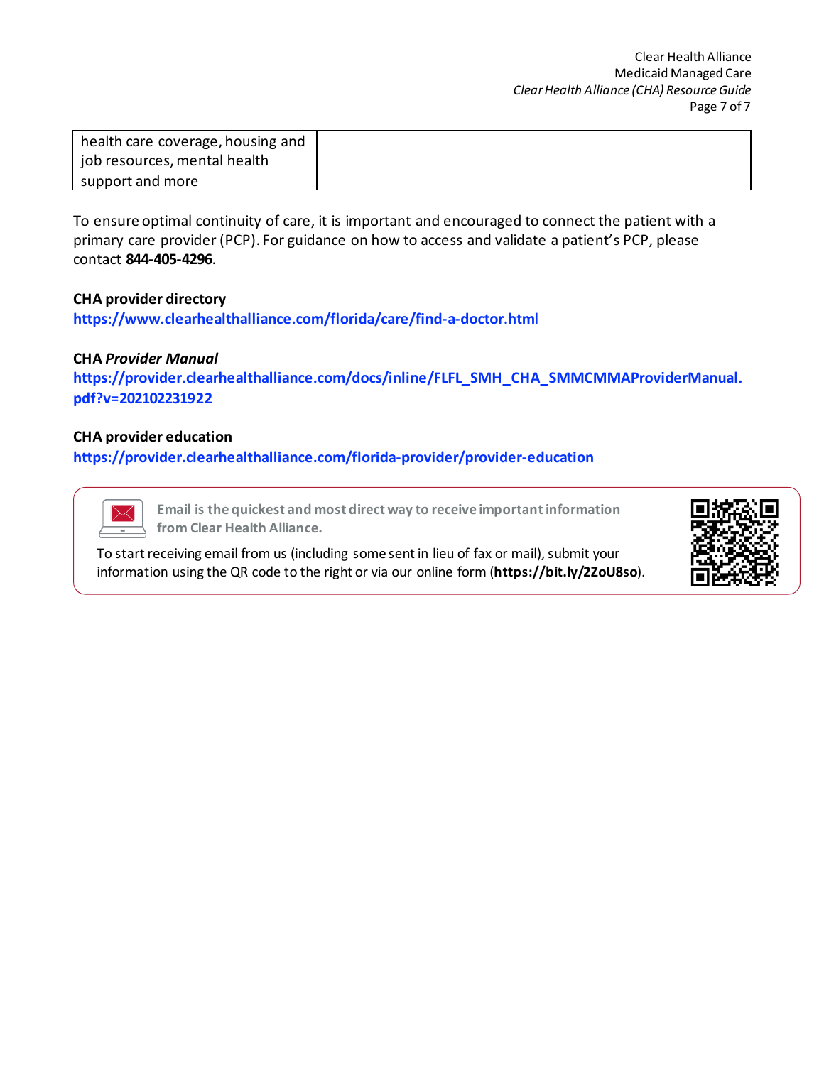| | |
|---|---|
| health care coverage, housing and job resources, mental health support and more | |

To ensure optimal continuity of care, it is important and encouraged to connect the patient with a primary care provider (PCP). For guidance on how to access and validate a patient's PCP, please contact **844-405-4296**.

**CHA provider directory**
**https://www.clearhealthalliance.com/florida/care/find-a-doctor.html**

**CHA *Provider Manual***
**https://provider.clearhealthalliance.com/docs/inline/FLFL_SMH_CHA_SMMCMMAProviderManual.pdf?v=202102231922**

**CHA provider education**
**https://provider.clearhealthalliance.com/florida-provider/provider-education**

**Email is the quickest and most direct way to receive important information from Clear Health Alliance.**

To start receiving email from us (including some sent in lieu of fax or mail), submit your information using the QR code to the right or via our online form (**https://bit.ly/2ZoU8so**).